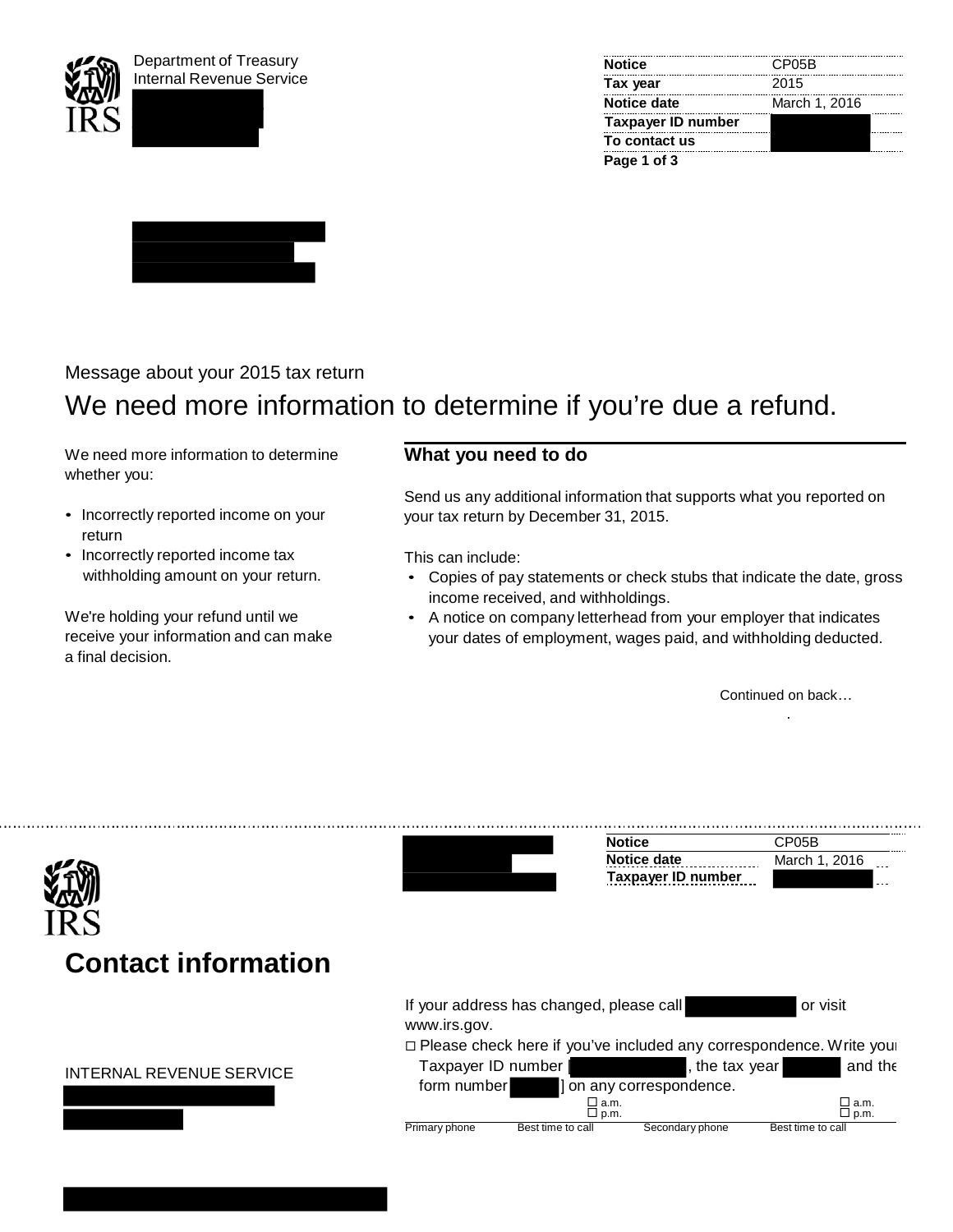Department of Treasury
Internal Revenue Service

| Notice | CP05B |
|---|---|
| Tax year | 2015 |
| Notice date | March 1, 2016 |
| Taxpayer ID number | |
| To contact us | |

Message about your 2015 tax return

# We need more information to determine if you're due a refund.

We need more information to determine whether you:

- Incorrectly reported income on your return
- Incorrectly reported income tax withholding amount on your return.

We're holding your refund until we receive your information and can make a final decision.

## What you need to do

Send us any additional information that supports what you reported on your tax return by December 31, 2015.

This can include:

- Copies of pay statements or check stubs that indicate the date, gross income received, and withholdings.
- A notice on company letterhead from your employer that indicates your dates of employment, wages paid, and withholding deducted.

Continued on back…

---

| Notice | CP05B |
|---|---|
| Notice date | March 1, 2016 |
| Taxpayer ID number | |

# Contact information

If your address has changed, please call [redacted] or visit www.irs.gov.

□ Please check here if you've included any correspondence. Write your Taxpayer ID number [ ], the tax year [ ] and the form number [ ] on any correspondence.

| Primary phone | Best time to call ☐ a.m. ☐ p.m. | Secondary phone | Best time to call ☐ a.m. ☐ p.m. |
|---|---|---|---|

INTERNAL REVENUE SERVICE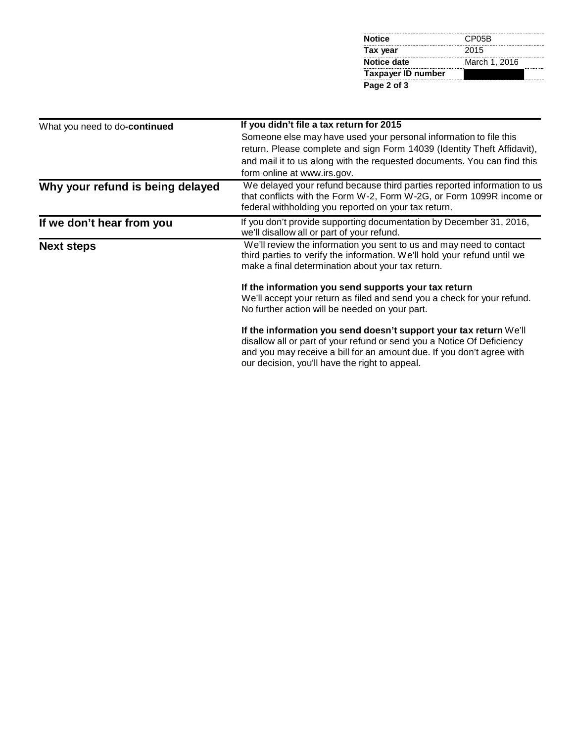| Notice | CP05B |
| --- | --- |
| Tax year | 2015 |
| Notice date | March 1, 2016 |
| Taxpayer ID number | |

What you need to do-**continued**

**If you didn't file a tax return for 2015**

Someone else may have used your personal information to file this return. Please complete and sign Form 14039 (Identity Theft Affidavit), and mail it to us along with the requested documents. You can find this form online at www.irs.gov.

## Why your refund is being delayed

We delayed your refund because third parties reported information to us that conflicts with the Form W-2, Form W-2G, or Form 1099R income or federal withholding you reported on your tax return.

## If we don't hear from you

If you don't provide supporting documentation by December 31, 2016, we'll disallow all or part of your refund.

## Next steps

We'll review the information you sent to us and may need to contact third parties to verify the information. We'll hold your refund until we make a final determination about your tax return.

**If the information you send supports your tax return**

We'll accept your return as filed and send you a check for your refund. No further action will be needed on your part.

**If the information you send doesn't support your tax return** We'll disallow all or part of your refund or send you a Notice Of Deficiency and you may receive a bill for an amount due. If you don't agree with our decision, you'll have the right to appeal.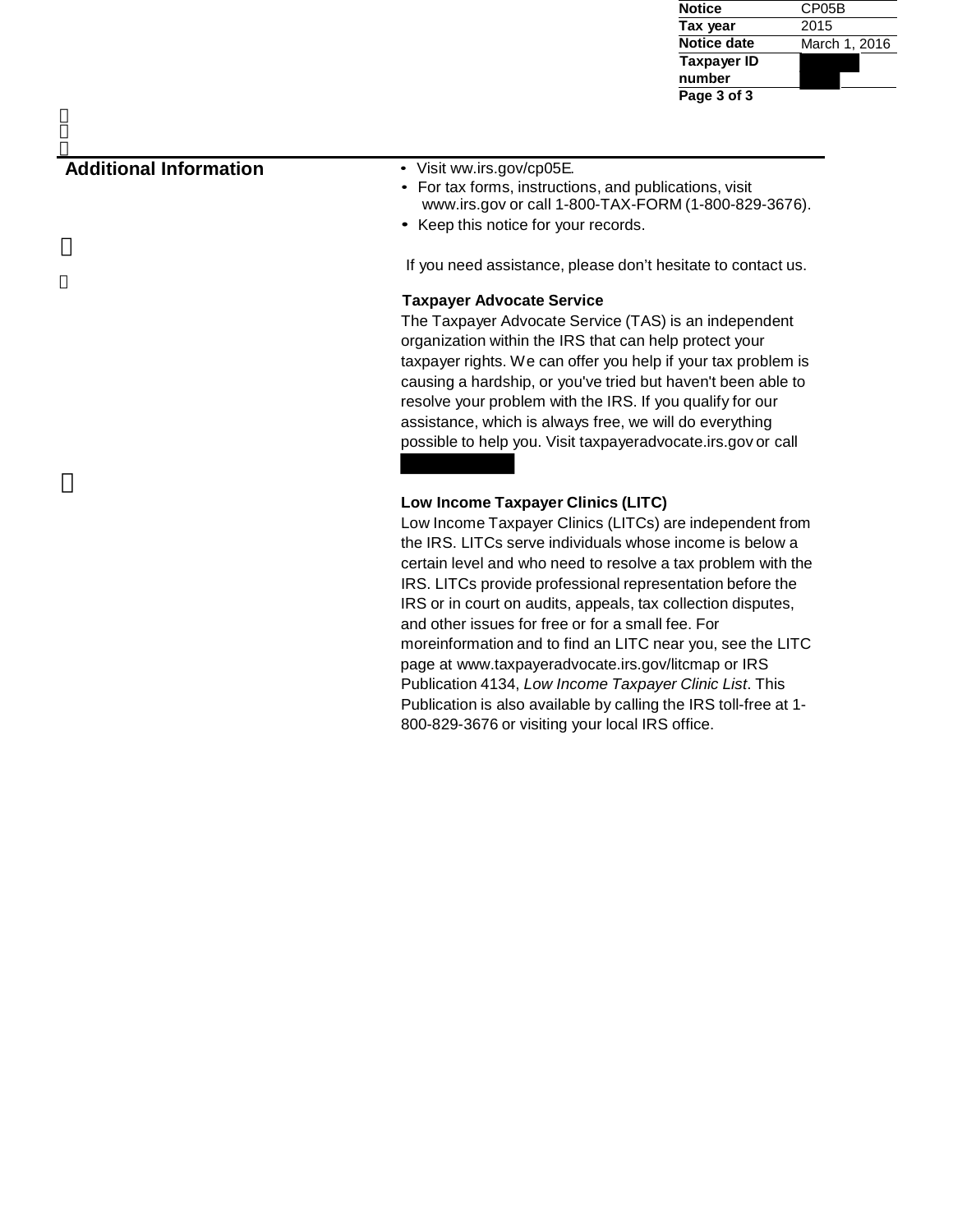| | |
|---|---|
| **Notice** | CP05B |
| **Tax year** | 2015 |
| **Notice date** | March 1, 2016 |
| **Taxpayer ID number** | |

## Additional Information

- Visit ww.irs.gov/cp05E.
- For tax forms, instructions, and publications, visit www.irs.gov or call 1-800-TAX-FORM (1-800-829-3676).
- Keep this notice for your records.

If you need assistance, please don't hesitate to contact us.

**Taxpayer Advocate Service**

The Taxpayer Advocate Service (TAS) is an independent organization within the IRS that can help protect your taxpayer rights. We can offer you help if your tax problem is causing a hardship, or you've tried but haven't been able to resolve your problem with the IRS. If you qualify for our assistance, which is always free, we will do everything possible to help you. Visit taxpayeradvocate.irs.gov or call

**Low Income Taxpayer Clinics (LITC)**

Low Income Taxpayer Clinics (LITCs) are independent from the IRS. LITCs serve individuals whose income is below a certain level and who need to resolve a tax problem with the IRS. LITCs provide professional representation before the IRS or in court on audits, appeals, tax collection disputes, and other issues for free or for a small fee. For moreinformation and to find an LITC near you, see the LITC page at www.taxpayeradvocate.irs.gov/litcmap or IRS Publication 4134, *Low Income Taxpayer Clinic List*. This Publication is also available by calling the IRS toll-free at 1-800-829-3676 or visiting your local IRS office.